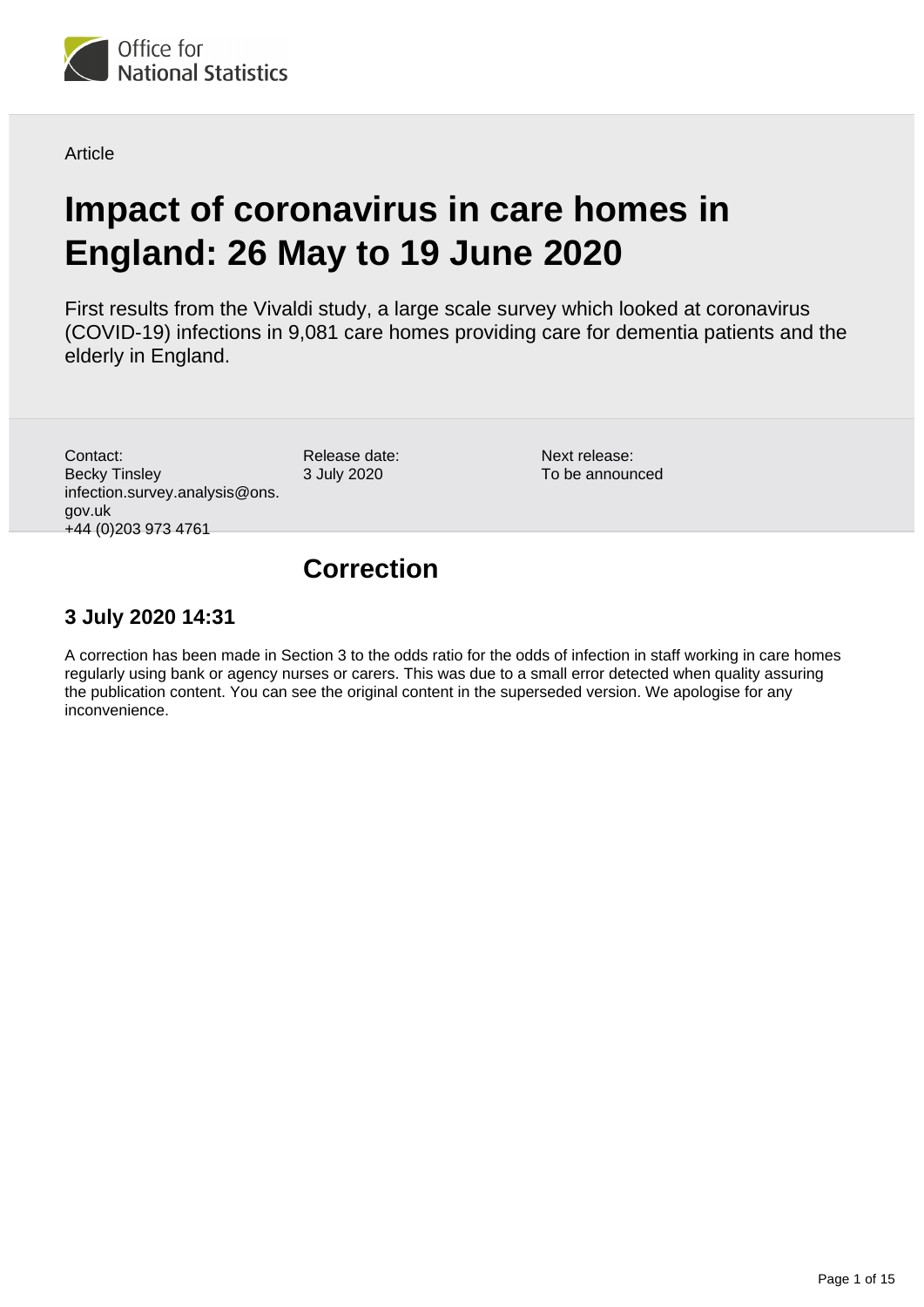Article

# Impact of coronavirus in care homes in England: 26 May to 19 June 2020

First results from the Vivaldi study, a large scale survey which looked at coronavirus (COVID-19) infections in 9,081 care homes providing care for dementia patients and the elderly in England.

Contact:
Becky Tinsley
infection.survey.analysis@ons.gov.uk
+44 (0)203 973 4761

Release date:
3 July 2020

Next release:
To be announced

## Correction

### 3 July 2020 14:31

A correction has been made in Section 3 to the odds ratio for the odds of infection in staff working in care homes regularly using bank or agency nurses or carers. This was due to a small error detected when quality assuring the publication content. You can see the original content in the superseded version. We apologise for any inconvenience.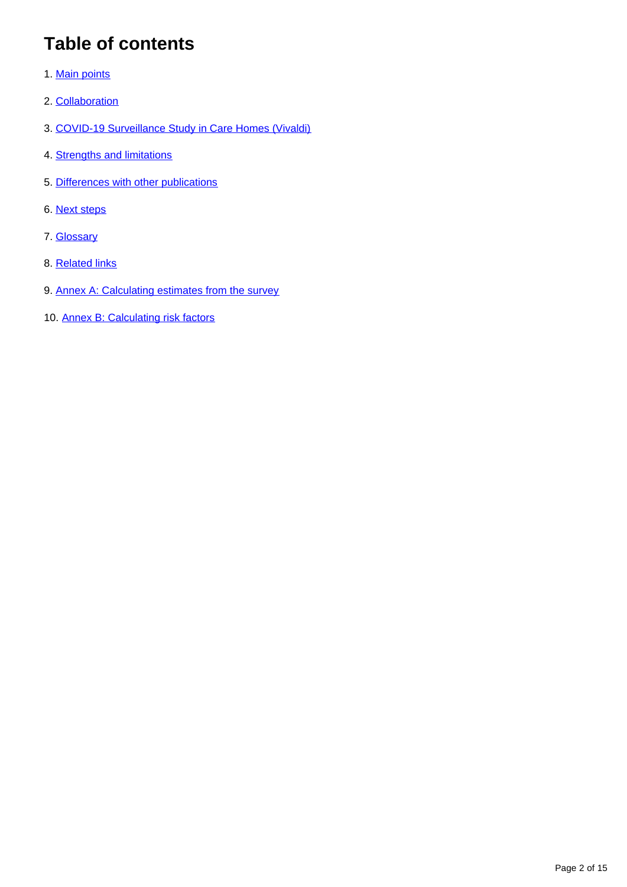# Table of contents

1. Main points
2. Collaboration
3. COVID-19 Surveillance Study in Care Homes (Vivaldi)
4. Strengths and limitations
5. Differences with other publications
6. Next steps
7. Glossary
8. Related links
9. Annex A: Calculating estimates from the survey
10. Annex B: Calculating risk factors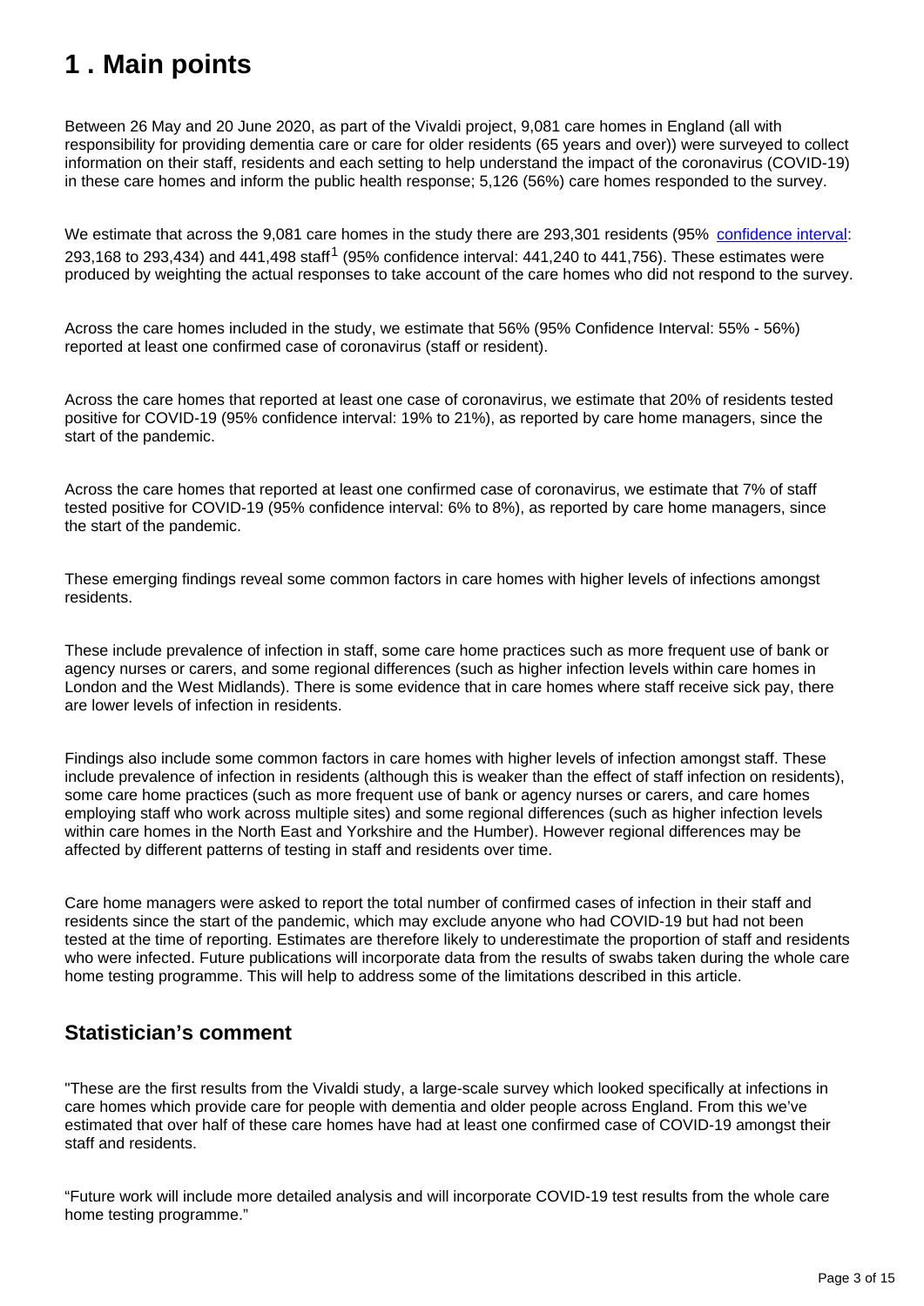# 1 . Main points

Between 26 May and 20 June 2020, as part of the Vivaldi project, 9,081 care homes in England (all with responsibility for providing dementia care or care for older residents (65 years and over)) were surveyed to collect information on their staff, residents and each setting to help understand the impact of the coronavirus (COVID-19) in these care homes and inform the public health response; 5,126 (56%) care homes responded to the survey.

We estimate that across the 9,081 care homes in the study there are 293,301 residents (95% confidence interval: 293,168 to 293,434) and 441,498 staff[1] (95% confidence interval: 441,240 to 441,756). These estimates were produced by weighting the actual responses to take account of the care homes who did not respond to the survey.

Across the care homes included in the study, we estimate that 56% (95% Confidence Interval: 55% - 56%) reported at least one confirmed case of coronavirus (staff or resident).

Across the care homes that reported at least one case of coronavirus, we estimate that 20% of residents tested positive for COVID-19 (95% confidence interval: 19% to 21%), as reported by care home managers, since the start of the pandemic.

Across the care homes that reported at least one confirmed case of coronavirus, we estimate that 7% of staff tested positive for COVID-19 (95% confidence interval: 6% to 8%), as reported by care home managers, since the start of the pandemic.

These emerging findings reveal some common factors in care homes with higher levels of infections amongst residents.

These include prevalence of infection in staff, some care home practices such as more frequent use of bank or agency nurses or carers, and some regional differences (such as higher infection levels within care homes in London and the West Midlands). There is some evidence that in care homes where staff receive sick pay, there are lower levels of infection in residents.

Findings also include some common factors in care homes with higher levels of infection amongst staff. These include prevalence of infection in residents (although this is weaker than the effect of staff infection on residents), some care home practices (such as more frequent use of bank or agency nurses or carers, and care homes employing staff who work across multiple sites) and some regional differences (such as higher infection levels within care homes in the North East and Yorkshire and the Humber). However regional differences may be affected by different patterns of testing in staff and residents over time.

Care home managers were asked to report the total number of confirmed cases of infection in their staff and residents since the start of the pandemic, which may exclude anyone who had COVID-19 but had not been tested at the time of reporting. Estimates are therefore likely to underestimate the proportion of staff and residents who were infected. Future publications will incorporate data from the results of swabs taken during the whole care home testing programme. This will help to address some of the limitations described in this article.

## Statistician's comment

"These are the first results from the Vivaldi study, a large-scale survey which looked specifically at infections in care homes which provide care for people with dementia and older people across England. From this we've estimated that over half of these care homes have had at least one confirmed case of COVID-19 amongst their staff and residents.

"Future work will include more detailed analysis and will incorporate COVID-19 test results from the whole care home testing programme."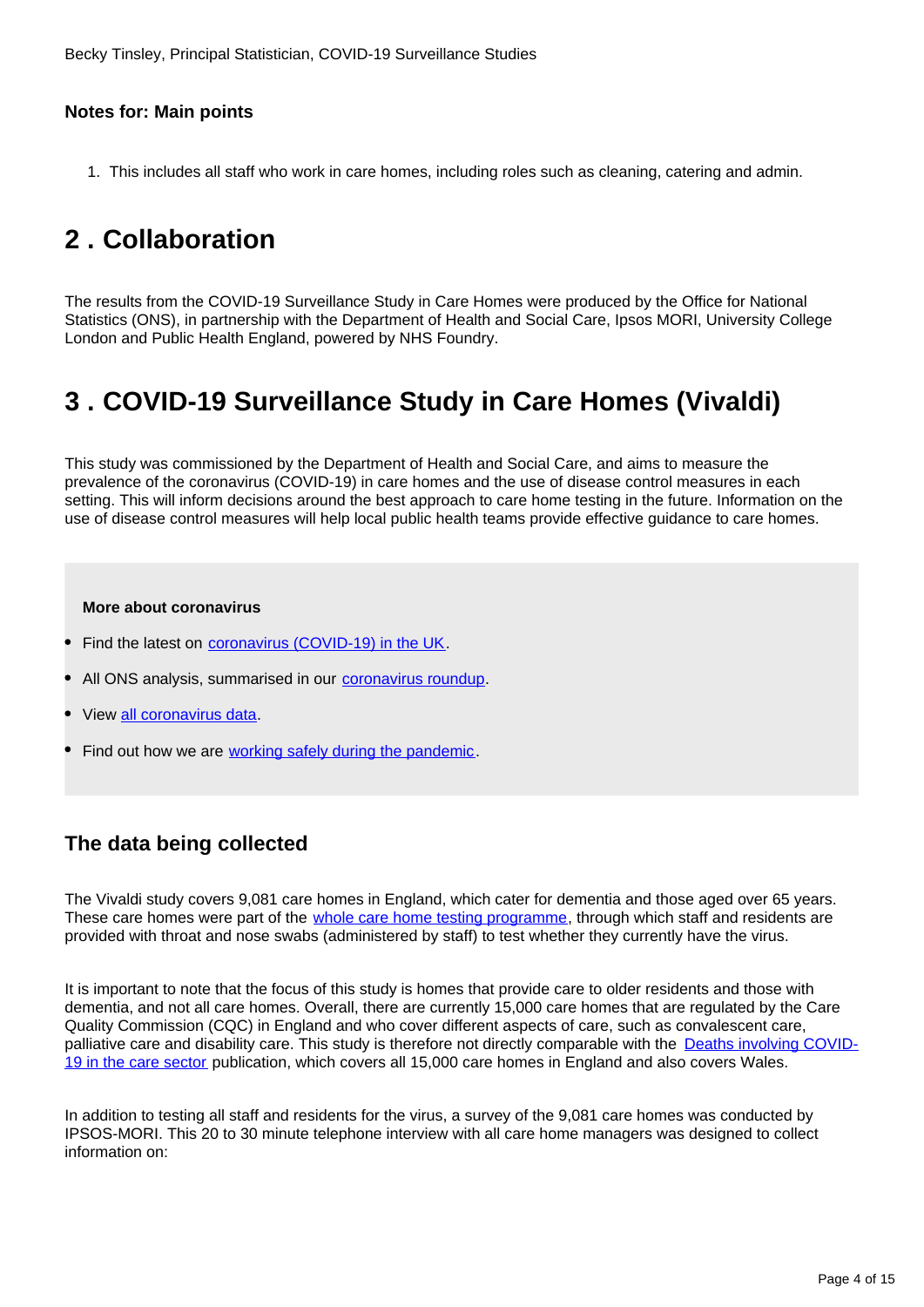Becky Tinsley, Principal Statistician, COVID-19 Surveillance Studies

### Notes for: Main points

1. This includes all staff who work in care homes, including roles such as cleaning, catering and admin.

## 2 . Collaboration

The results from the COVID-19 Surveillance Study in Care Homes were produced by the Office for National Statistics (ONS), in partnership with the Department of Health and Social Care, Ipsos MORI, University College London and Public Health England, powered by NHS Foundry.

## 3 . COVID-19 Surveillance Study in Care Homes (Vivaldi)

This study was commissioned by the Department of Health and Social Care, and aims to measure the prevalence of the coronavirus (COVID-19) in care homes and the use of disease control measures in each setting. This will inform decisions around the best approach to care home testing in the future. Information on the use of disease control measures will help local public health teams provide effective guidance to care homes.

**More about coronavirus**

- Find the latest on coronavirus (COVID-19) in the UK.
- All ONS analysis, summarised in our coronavirus roundup.
- View all coronavirus data.
- Find out how we are working safely during the pandemic.

### The data being collected

The Vivaldi study covers 9,081 care homes in England, which cater for dementia and those aged over 65 years. These care homes were part of the whole care home testing programme, through which staff and residents are provided with throat and nose swabs (administered by staff) to test whether they currently have the virus.

It is important to note that the focus of this study is homes that provide care to older residents and those with dementia, and not all care homes. Overall, there are currently 15,000 care homes that are regulated by the Care Quality Commission (CQC) in England and who cover different aspects of care, such as convalescent care, palliative care and disability care. This study is therefore not directly comparable with the Deaths involving COVID-19 in the care sector publication, which covers all 15,000 care homes in England and also covers Wales.

In addition to testing all staff and residents for the virus, a survey of the 9,081 care homes was conducted by IPSOS-MORI. This 20 to 30 minute telephone interview with all care home managers was designed to collect information on: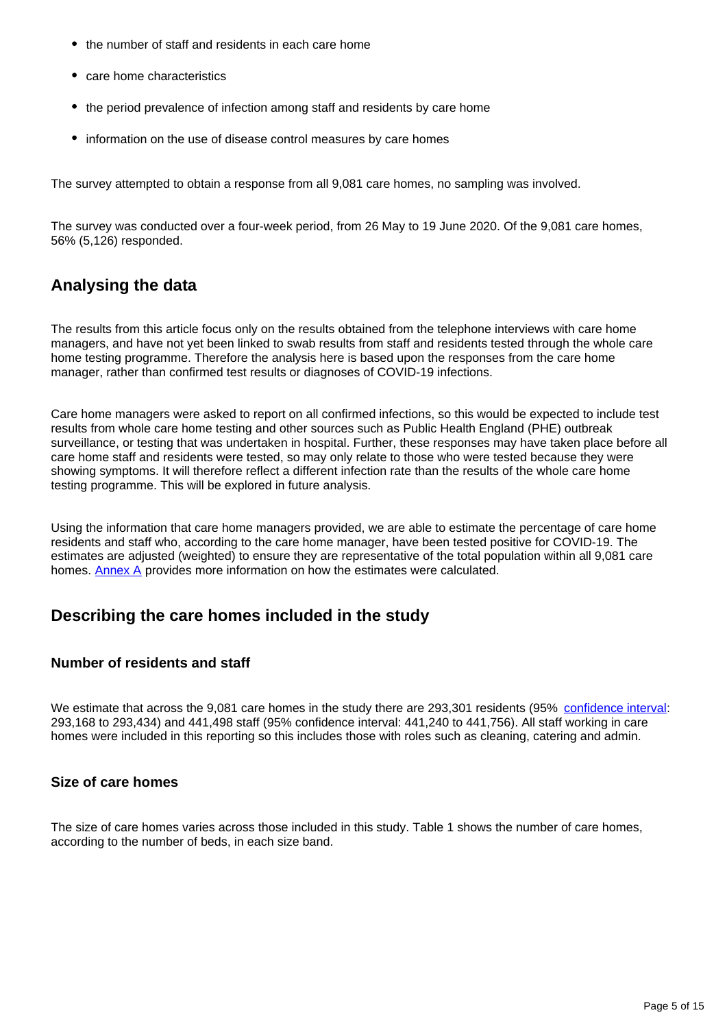- the number of staff and residents in each care home
- care home characteristics
- the period prevalence of infection among staff and residents by care home
- information on the use of disease control measures by care homes

The survey attempted to obtain a response from all 9,081 care homes, no sampling was involved.

The survey was conducted over a four-week period, from 26 May to 19 June 2020. Of the 9,081 care homes, 56% (5,126) responded.

## Analysing the data

The results from this article focus only on the results obtained from the telephone interviews with care home managers, and have not yet been linked to swab results from staff and residents tested through the whole care home testing programme. Therefore the analysis here is based upon the responses from the care home manager, rather than confirmed test results or diagnoses of COVID-19 infections.

Care home managers were asked to report on all confirmed infections, so this would be expected to include test results from whole care home testing and other sources such as Public Health England (PHE) outbreak surveillance, or testing that was undertaken in hospital. Further, these responses may have taken place before all care home staff and residents were tested, so may only relate to those who were tested because they were showing symptoms. It will therefore reflect a different infection rate than the results of the whole care home testing programme. This will be explored in future analysis.

Using the information that care home managers provided, we are able to estimate the percentage of care home residents and staff who, according to the care home manager, have been tested positive for COVID-19. The estimates are adjusted (weighted) to ensure they are representative of the total population within all 9,081 care homes. Annex A provides more information on how the estimates were calculated.

## Describing the care homes included in the study

### Number of residents and staff

We estimate that across the 9,081 care homes in the study there are 293,301 residents (95% confidence interval: 293,168 to 293,434) and 441,498 staff (95% confidence interval: 441,240 to 441,756). All staff working in care homes were included in this reporting so this includes those with roles such as cleaning, catering and admin.

### Size of care homes

The size of care homes varies across those included in this study. Table 1 shows the number of care homes, according to the number of beds, in each size band.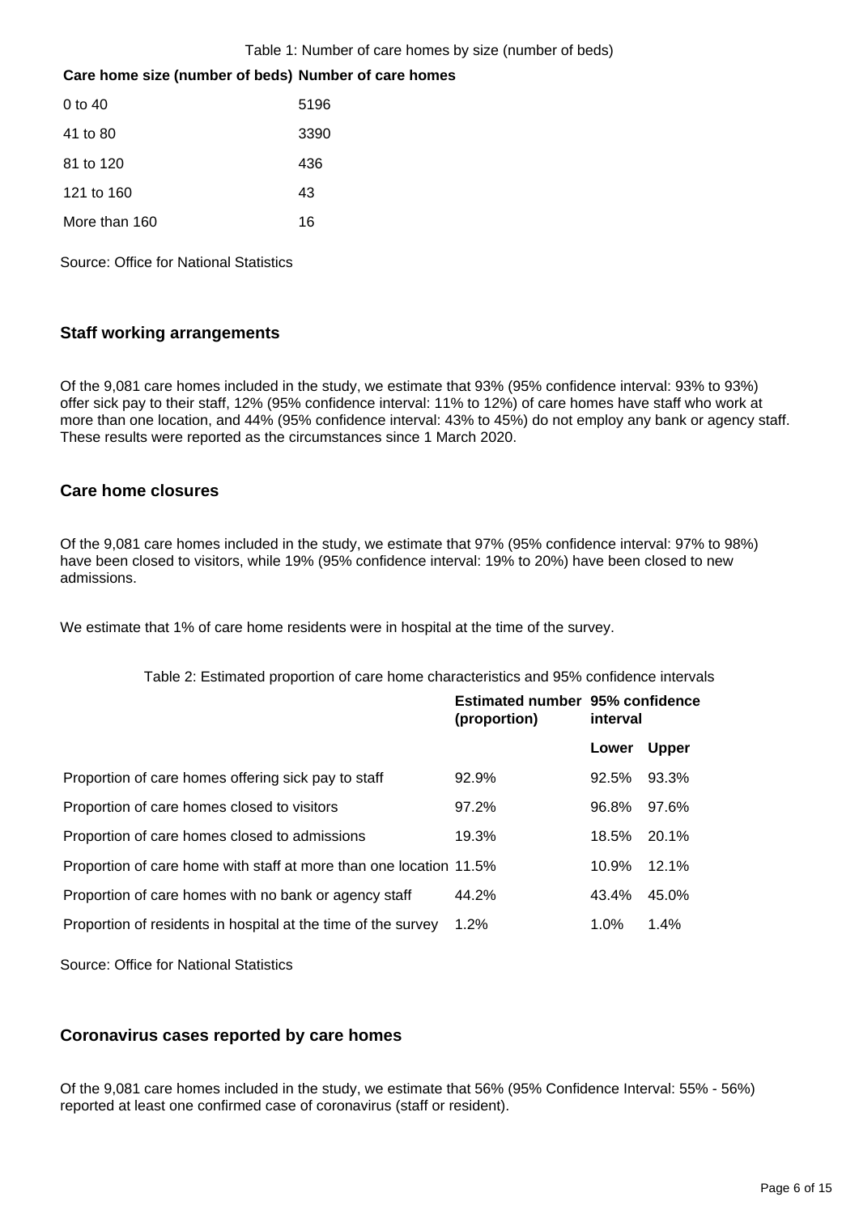Table 1: Number of care homes by size (number of beds)

| Care home size (number of beds) | Number of care homes |
|---|---|
| 0 to 40 | 5196 |
| 41 to 80 | 3390 |
| 81 to 120 | 436 |
| 121 to 160 | 43 |
| More than 160 | 16 |

Source: Office for National Statistics

## Staff working arrangements

Of the 9,081 care homes included in the study, we estimate that 93% (95% confidence interval: 93% to 93%) offer sick pay to their staff, 12% (95% confidence interval: 11% to 12%) of care homes have staff who work at more than one location, and 44% (95% confidence interval: 43% to 45%) do not employ any bank or agency staff. These results were reported as the circumstances since 1 March 2020.

## Care home closures

Of the 9,081 care homes included in the study, we estimate that 97% (95% confidence interval: 97% to 98%) have been closed to visitors, while 19% (95% confidence interval: 19% to 20%) have been closed to new admissions.

We estimate that 1% of care home residents were in hospital at the time of the survey.

Table 2: Estimated proportion of care home characteristics and 95% confidence intervals

| | Estimated number (proportion) | 95% confidence interval | |
|---|---|---|---|
| | | Lower | Upper |
| Proportion of care homes offering sick pay to staff | 92.9% | 92.5% | 93.3% |
| Proportion of care homes closed to visitors | 97.2% | 96.8% | 97.6% |
| Proportion of care homes closed to admissions | 19.3% | 18.5% | 20.1% |
| Proportion of care home with staff at more than one location | 11.5% | 10.9% | 12.1% |
| Proportion of care homes with no bank or agency staff | 44.2% | 43.4% | 45.0% |
| Proportion of residents in hospital at the time of the survey | 1.2% | 1.0% | 1.4% |

Source: Office for National Statistics

## Coronavirus cases reported by care homes

Of the 9,081 care homes included in the study, we estimate that 56% (95% Confidence Interval: 55% - 56%) reported at least one confirmed case of coronavirus (staff or resident).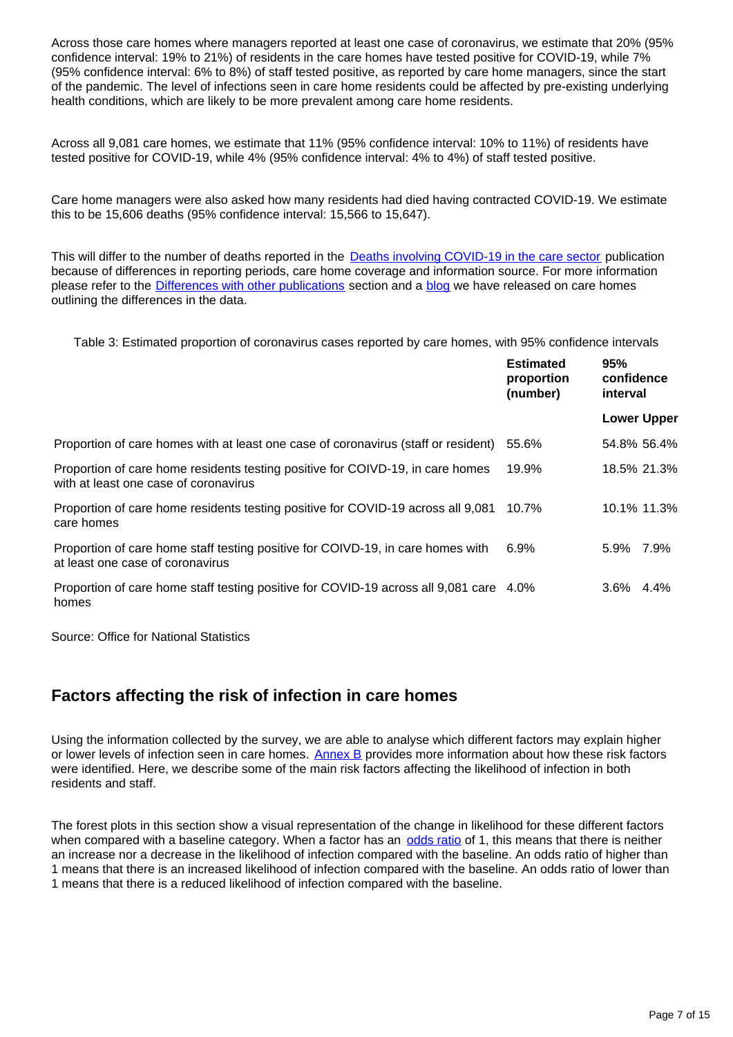Across those care homes where managers reported at least one case of coronavirus, we estimate that 20% (95% confidence interval: 19% to 21%) of residents in the care homes have tested positive for COVID-19, while 7% (95% confidence interval: 6% to 8%) of staff tested positive, as reported by care home managers, since the start of the pandemic. The level of infections seen in care home residents could be affected by pre-existing underlying health conditions, which are likely to be more prevalent among care home residents.

Across all 9,081 care homes, we estimate that 11% (95% confidence interval: 10% to 11%) of residents have tested positive for COVID-19, while 4% (95% confidence interval: 4% to 4%) of staff tested positive.

Care home managers were also asked how many residents had died having contracted COVID-19. We estimate this to be 15,606 deaths (95% confidence interval: 15,566 to 15,647).

This will differ to the number of deaths reported in the Deaths involving COVID-19 in the care sector publication because of differences in reporting periods, care home coverage and information source. For more information please refer to the Differences with other publications section and a blog we have released on care homes outlining the differences in the data.

Table 3: Estimated proportion of coronavirus cases reported by care homes, with 95% confidence intervals

| | Estimated proportion (number) | 95% confidence interval | |
|---|---|---|---|
| | | Lower | Upper |
| Proportion of care homes with at least one case of coronavirus (staff or resident) | 55.6% | 54.8% | 56.4% |
| Proportion of care home residents testing positive for COIVD-19, in care homes with at least one case of coronavirus | 19.9% | 18.5% | 21.3% |
| Proportion of care home residents testing positive for COVID-19 across all 9,081 care homes | 10.7% | 10.1% | 11.3% |
| Proportion of care home staff testing positive for COIVD-19, in care homes with at least one case of coronavirus | 6.9% | 5.9% | 7.9% |
| Proportion of care home staff testing positive for COVID-19 across all 9,081 care homes | 4.0% | 3.6% | 4.4% |

Source: Office for National Statistics

## Factors affecting the risk of infection in care homes

Using the information collected by the survey, we are able to analyse which different factors may explain higher or lower levels of infection seen in care homes. Annex B provides more information about how these risk factors were identified. Here, we describe some of the main risk factors affecting the likelihood of infection in both residents and staff.

The forest plots in this section show a visual representation of the change in likelihood for these different factors when compared with a baseline category. When a factor has an odds ratio of 1, this means that there is neither an increase nor a decrease in the likelihood of infection compared with the baseline. An odds ratio of higher than 1 means that there is an increased likelihood of infection compared with the baseline. An odds ratio of lower than 1 means that there is a reduced likelihood of infection compared with the baseline.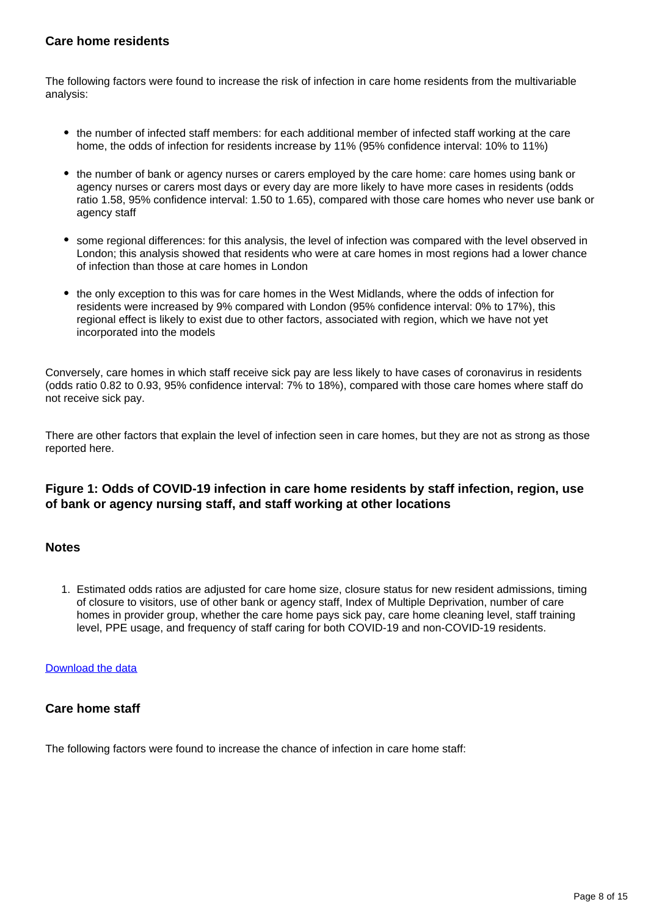### Care home residents

The following factors were found to increase the risk of infection in care home residents from the multivariable analysis:

- the number of infected staff members: for each additional member of infected staff working at the care home, the odds of infection for residents increase by 11% (95% confidence interval: 10% to 11%)
- the number of bank or agency nurses or carers employed by the care home: care homes using bank or agency nurses or carers most days or every day are more likely to have more cases in residents (odds ratio 1.58, 95% confidence interval: 1.50 to 1.65), compared with those care homes who never use bank or agency staff
- some regional differences: for this analysis, the level of infection was compared with the level observed in London; this analysis showed that residents who were at care homes in most regions had a lower chance of infection than those at care homes in London
- the only exception to this was for care homes in the West Midlands, where the odds of infection for residents were increased by 9% compared with London (95% confidence interval: 0% to 17%), this regional effect is likely to exist due to other factors, associated with region, which we have not yet incorporated into the models

Conversely, care homes in which staff receive sick pay are less likely to have cases of coronavirus in residents (odds ratio 0.82 to 0.93, 95% confidence interval: 7% to 18%), compared with those care homes where staff do not receive sick pay.

There are other factors that explain the level of infection seen in care homes, but they are not as strong as those reported here.

### Figure 1: Odds of COVID-19 infection in care home residents by staff infection, region, use of bank or agency nursing staff, and staff working at other locations

#### Notes

1. Estimated odds ratios are adjusted for care home size, closure status for new resident admissions, timing of closure to visitors, use of other bank or agency staff, Index of Multiple Deprivation, number of care homes in provider group, whether the care home pays sick pay, care home cleaning level, staff training level, PPE usage, and frequency of staff caring for both COVID-19 and non-COVID-19 residents.

Download the data

### Care home staff

The following factors were found to increase the chance of infection in care home staff: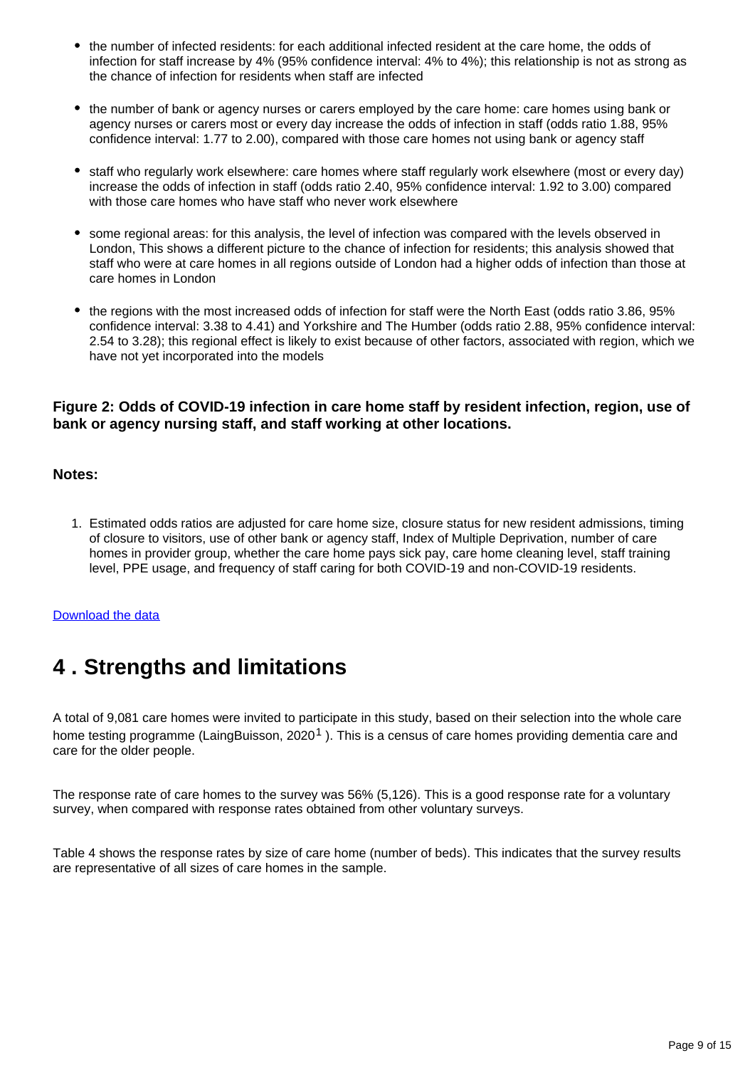- the number of infected residents: for each additional infected resident at the care home, the odds of infection for staff increase by 4% (95% confidence interval: 4% to 4%); this relationship is not as strong as the chance of infection for residents when staff are infected

- the number of bank or agency nurses or carers employed by the care home: care homes using bank or agency nurses or carers most or every day increase the odds of infection in staff (odds ratio 1.88, 95% confidence interval: 1.77 to 2.00), compared with those care homes not using bank or agency staff

- staff who regularly work elsewhere: care homes where staff regularly work elsewhere (most or every day) increase the odds of infection in staff (odds ratio 2.40, 95% confidence interval: 1.92 to 3.00) compared with those care homes who have staff who never work elsewhere

- some regional areas: for this analysis, the level of infection was compared with the levels observed in London, This shows a different picture to the chance of infection for residents; this analysis showed that staff who were at care homes in all regions outside of London had a higher odds of infection than those at care homes in London

- the regions with the most increased odds of infection for staff were the North East (odds ratio 3.86, 95% confidence interval: 3.38 to 4.41) and Yorkshire and The Humber (odds ratio 2.88, 95% confidence interval: 2.54 to 3.28); this regional effect is likely to exist because of other factors, associated with region, which we have not yet incorporated into the models

### Figure 2: Odds of COVID-19 infection in care home staff by resident infection, region, use of bank or agency nursing staff, and staff working at other locations.

#### Notes:

1. Estimated odds ratios are adjusted for care home size, closure status for new resident admissions, timing of closure to visitors, use of other bank or agency staff, Index of Multiple Deprivation, number of care homes in provider group, whether the care home pays sick pay, care home cleaning level, staff training level, PPE usage, and frequency of staff caring for both COVID-19 and non-COVID-19 residents.

Download the data

## 4 . Strengths and limitations

A total of 9,081 care homes were invited to participate in this study, based on their selection into the whole care home testing programme (LaingBuisson, 2020[1] ). This is a census of care homes providing dementia care and care for the older people.

The response rate of care homes to the survey was 56% (5,126). This is a good response rate for a voluntary survey, when compared with response rates obtained from other voluntary surveys.

Table 4 shows the response rates by size of care home (number of beds). This indicates that the survey results are representative of all sizes of care homes in the sample.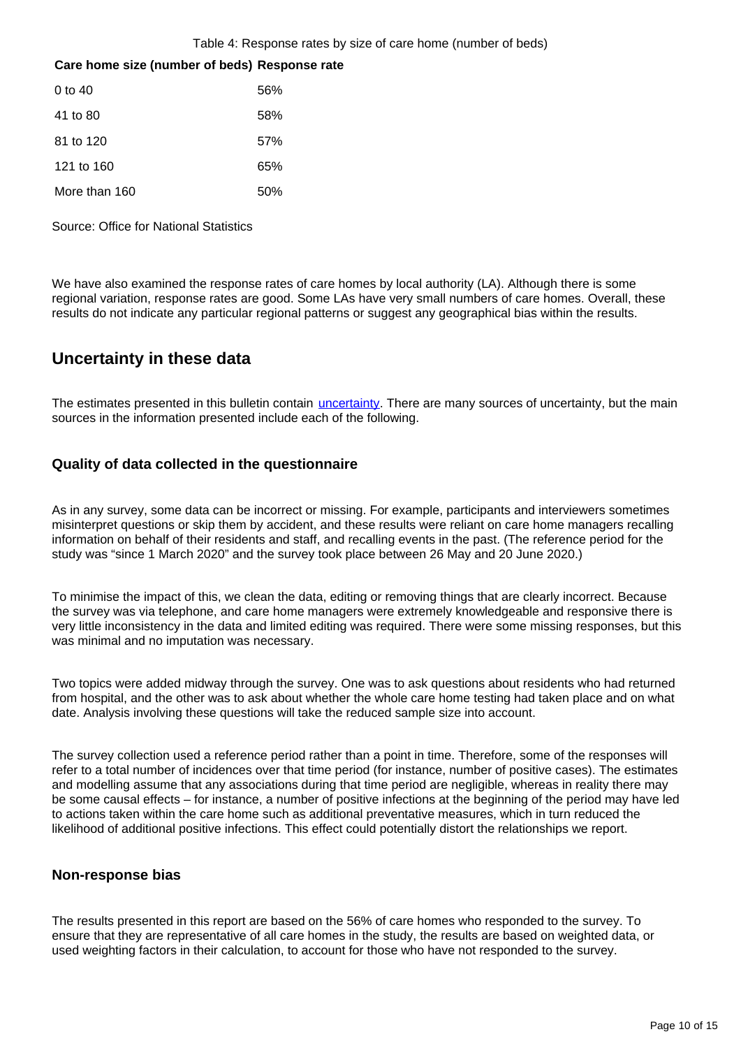Table 4: Response rates by size of care home (number of beds)

| Care home size (number of beds) | Response rate |
|---|---|
| 0 to 40 | 56% |
| 41 to 80 | 58% |
| 81 to 120 | 57% |
| 121 to 160 | 65% |
| More than 160 | 50% |

Source: Office for National Statistics

We have also examined the response rates of care homes by local authority (LA). Although there is some regional variation, response rates are good. Some LAs have very small numbers of care homes. Overall, these results do not indicate any particular regional patterns or suggest any geographical bias within the results.

## Uncertainty in these data

The estimates presented in this bulletin contain uncertainty. There are many sources of uncertainty, but the main sources in the information presented include each of the following.

### Quality of data collected in the questionnaire

As in any survey, some data can be incorrect or missing. For example, participants and interviewers sometimes misinterpret questions or skip them by accident, and these results were reliant on care home managers recalling information on behalf of their residents and staff, and recalling events in the past. (The reference period for the study was "since 1 March 2020" and the survey took place between 26 May and 20 June 2020.)

To minimise the impact of this, we clean the data, editing or removing things that are clearly incorrect. Because the survey was via telephone, and care home managers were extremely knowledgeable and responsive there is very little inconsistency in the data and limited editing was required. There were some missing responses, but this was minimal and no imputation was necessary.

Two topics were added midway through the survey. One was to ask questions about residents who had returned from hospital, and the other was to ask about whether the whole care home testing had taken place and on what date. Analysis involving these questions will take the reduced sample size into account.

The survey collection used a reference period rather than a point in time. Therefore, some of the responses will refer to a total number of incidences over that time period (for instance, number of positive cases). The estimates and modelling assume that any associations during that time period are negligible, whereas in reality there may be some causal effects – for instance, a number of positive infections at the beginning of the period may have led to actions taken within the care home such as additional preventative measures, which in turn reduced the likelihood of additional positive infections. This effect could potentially distort the relationships we report.

### Non-response bias

The results presented in this report are based on the 56% of care homes who responded to the survey. To ensure that they are representative of all care homes in the study, the results are based on weighted data, or used weighting factors in their calculation, to account for those who have not responded to the survey.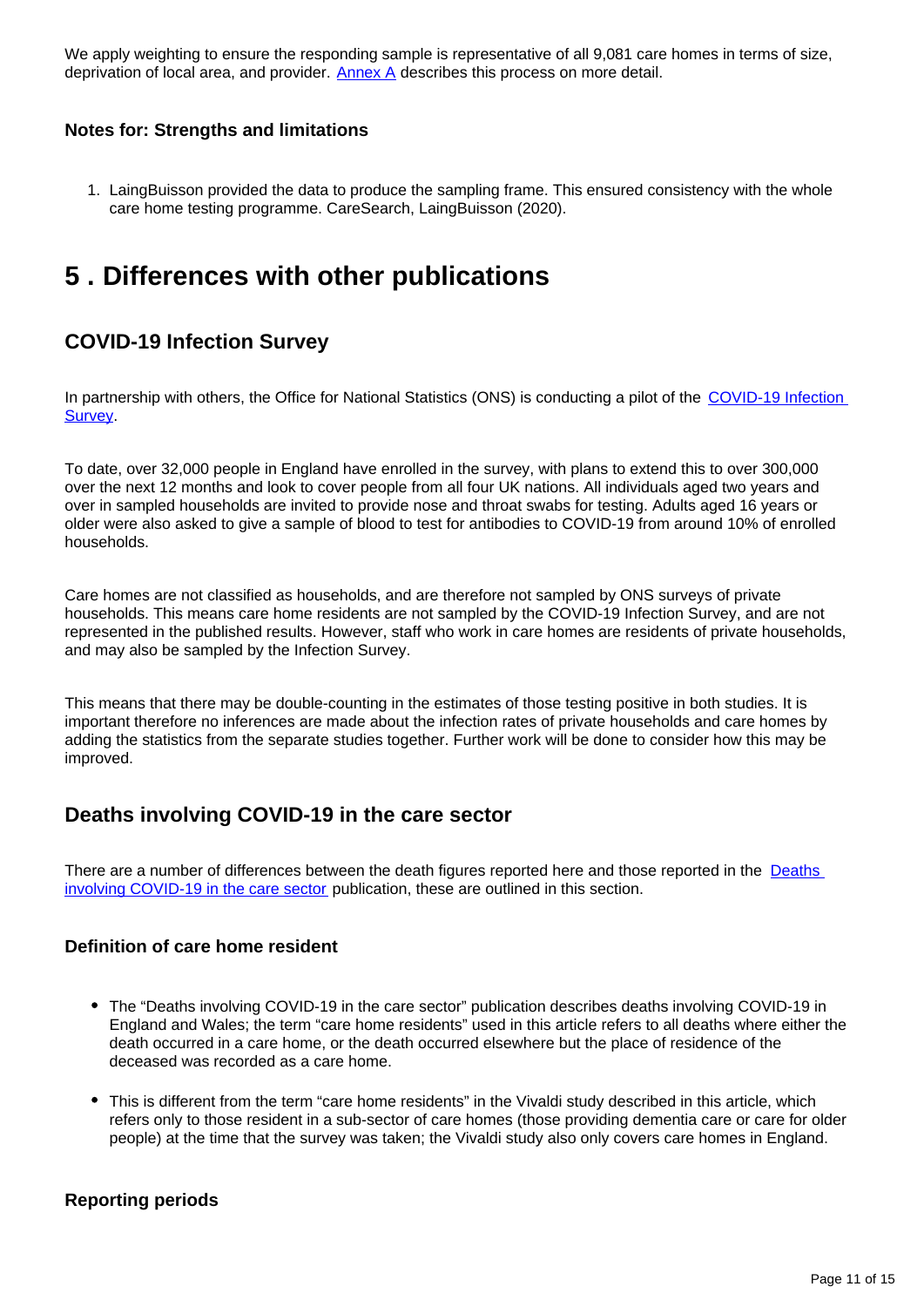We apply weighting to ensure the responding sample is representative of all 9,081 care homes in terms of size, deprivation of local area, and provider. Annex A describes this process on more detail.

### Notes for: Strengths and limitations

1. LaingBuisson provided the data to produce the sampling frame. This ensured consistency with the whole care home testing programme. CareSearch, LaingBuisson (2020).

# 5 . Differences with other publications

## COVID-19 Infection Survey

In partnership with others, the Office for National Statistics (ONS) is conducting a pilot of the COVID-19 Infection Survey.

To date, over 32,000 people in England have enrolled in the survey, with plans to extend this to over 300,000 over the next 12 months and look to cover people from all four UK nations. All individuals aged two years and over in sampled households are invited to provide nose and throat swabs for testing. Adults aged 16 years or older were also asked to give a sample of blood to test for antibodies to COVID-19 from around 10% of enrolled households.

Care homes are not classified as households, and are therefore not sampled by ONS surveys of private households. This means care home residents are not sampled by the COVID-19 Infection Survey, and are not represented in the published results. However, staff who work in care homes are residents of private households, and may also be sampled by the Infection Survey.

This means that there may be double-counting in the estimates of those testing positive in both studies. It is important therefore no inferences are made about the infection rates of private households and care homes by adding the statistics from the separate studies together. Further work will be done to consider how this may be improved.

## Deaths involving COVID-19 in the care sector

There are a number of differences between the death figures reported here and those reported in the Deaths involving COVID-19 in the care sector publication, these are outlined in this section.

### Definition of care home resident

- The "Deaths involving COVID-19 in the care sector" publication describes deaths involving COVID-19 in England and Wales; the term "care home residents" used in this article refers to all deaths where either the death occurred in a care home, or the death occurred elsewhere but the place of residence of the deceased was recorded as a care home.
- This is different from the term "care home residents" in the Vivaldi study described in this article, which refers only to those resident in a sub-sector of care homes (those providing dementia care or care for older people) at the time that the survey was taken; the Vivaldi study also only covers care homes in England.

### Reporting periods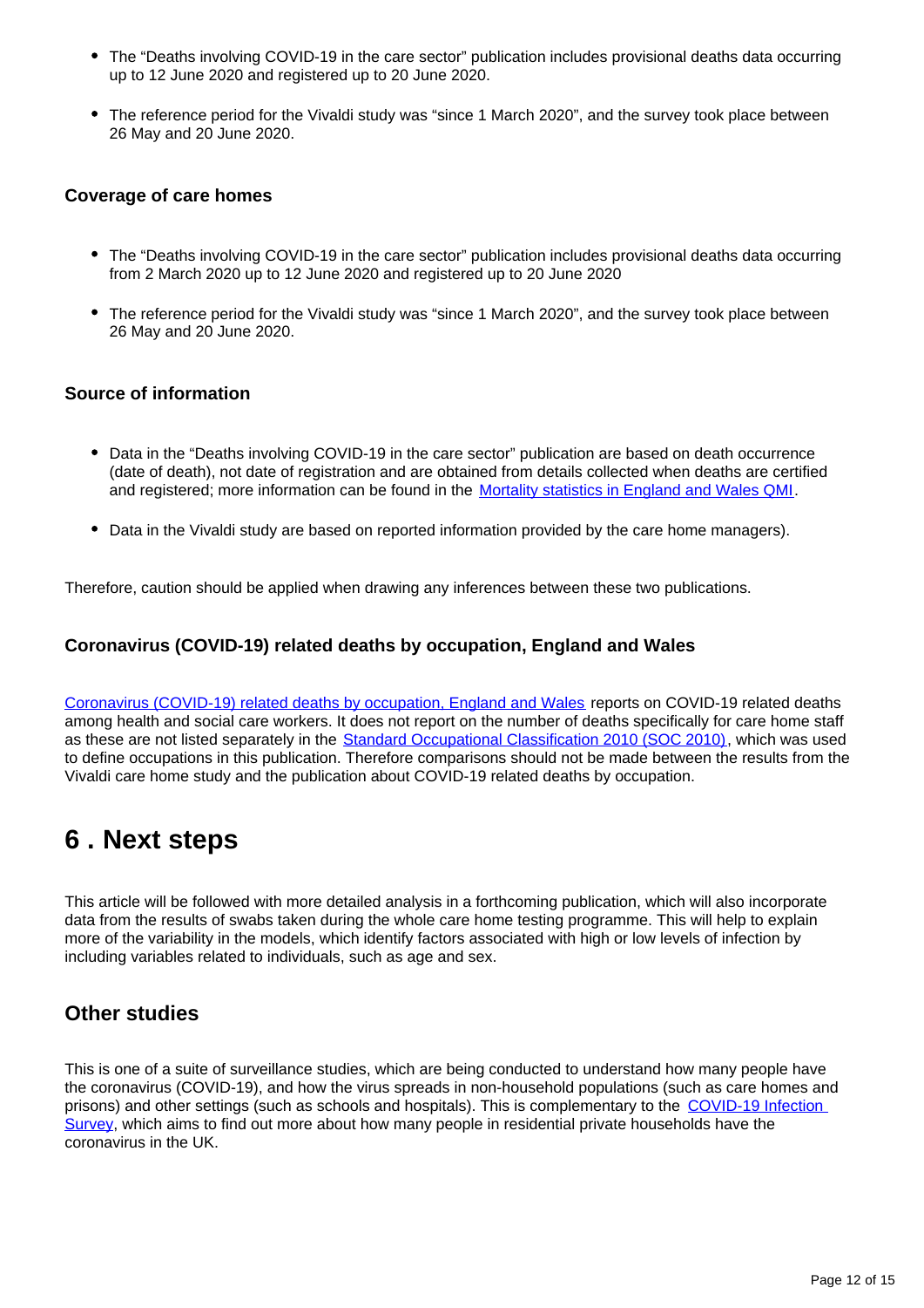- The “Deaths involving COVID-19 in the care sector” publication includes provisional deaths data occurring up to 12 June 2020 and registered up to 20 June 2020.
- The reference period for the Vivaldi study was “since 1 March 2020”, and the survey took place between 26 May and 20 June 2020.

### Coverage of care homes

- The “Deaths involving COVID-19 in the care sector” publication includes provisional deaths data occurring from 2 March 2020 up to 12 June 2020 and registered up to 20 June 2020
- The reference period for the Vivaldi study was “since 1 March 2020”, and the survey took place between 26 May and 20 June 2020.

### Source of information

- Data in the “Deaths involving COVID-19 in the care sector” publication are based on death occurrence (date of death), not date of registration and are obtained from details collected when deaths are certified and registered; more information can be found in the Mortality statistics in England and Wales QMI.
- Data in the Vivaldi study are based on reported information provided by the care home managers).

Therefore, caution should be applied when drawing any inferences between these two publications.

### Coronavirus (COVID-19) related deaths by occupation, England and Wales

Coronavirus (COVID-19) related deaths by occupation, England and Wales reports on COVID-19 related deaths among health and social care workers. It does not report on the number of deaths specifically for care home staff as these are not listed separately in the Standard Occupational Classification 2010 (SOC 2010), which was used to define occupations in this publication. Therefore comparisons should not be made between the results from the Vivaldi care home study and the publication about COVID-19 related deaths by occupation.

## 6 . Next steps

This article will be followed with more detailed analysis in a forthcoming publication, which will also incorporate data from the results of swabs taken during the whole care home testing programme. This will help to explain more of the variability in the models, which identify factors associated with high or low levels of infection by including variables related to individuals, such as age and sex.

### Other studies

This is one of a suite of surveillance studies, which are being conducted to understand how many people have the coronavirus (COVID-19), and how the virus spreads in non-household populations (such as care homes and prisons) and other settings (such as schools and hospitals). This is complementary to the COVID-19 Infection Survey, which aims to find out more about how many people in residential private households have the coronavirus in the UK.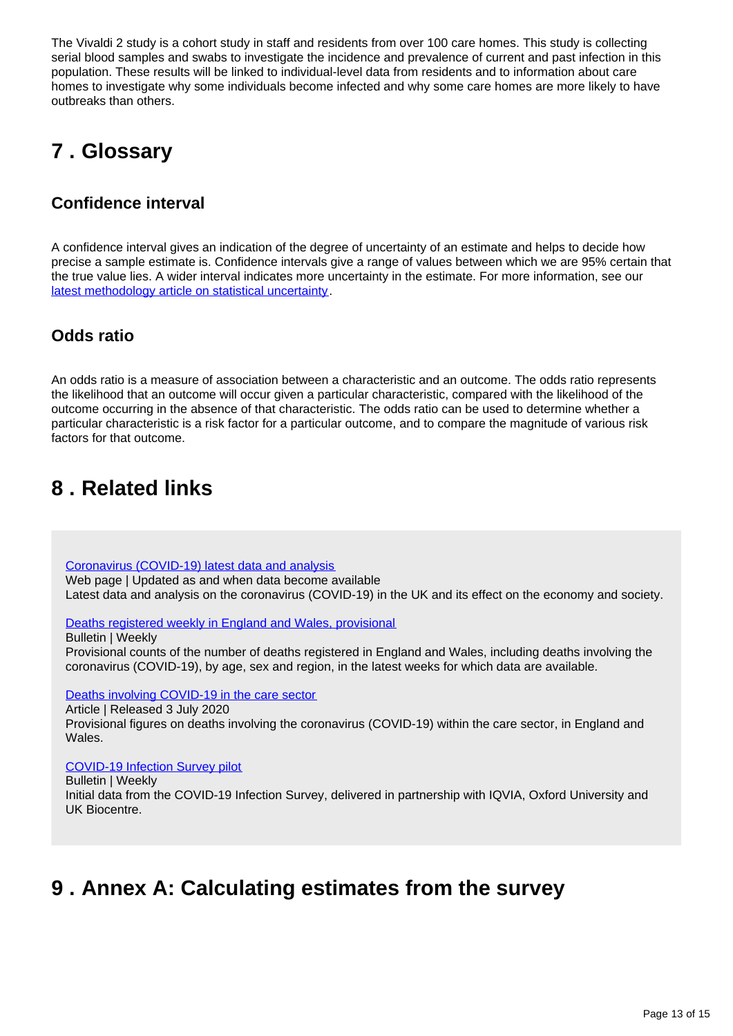The Vivaldi 2 study is a cohort study in staff and residents from over 100 care homes. This study is collecting serial blood samples and swabs to investigate the incidence and prevalence of current and past infection in this population. These results will be linked to individual-level data from residents and to information about care homes to investigate why some individuals become infected and why some care homes are more likely to have outbreaks than others.

## 7 . Glossary

### Confidence interval

A confidence interval gives an indication of the degree of uncertainty of an estimate and helps to decide how precise a sample estimate is. Confidence intervals give a range of values between which we are 95% certain that the true value lies. A wider interval indicates more uncertainty in the estimate. For more information, see our [latest methodology article on statistical uncertainty](#).

### Odds ratio

An odds ratio is a measure of association between a characteristic and an outcome. The odds ratio represents the likelihood that an outcome will occur given a particular characteristic, compared with the likelihood of the outcome occurring in the absence of that characteristic. The odds ratio can be used to determine whether a particular characteristic is a risk factor for a particular outcome, and to compare the magnitude of various risk factors for that outcome.

## 8 . Related links

[Coronavirus (COVID-19) latest data and analysis](#)
Web page | Updated as and when data become available
Latest data and analysis on the coronavirus (COVID-19) in the UK and its effect on the economy and society.

[Deaths registered weekly in England and Wales, provisional](#)
Bulletin | Weekly
Provisional counts of the number of deaths registered in England and Wales, including deaths involving the coronavirus (COVID-19), by age, sex and region, in the latest weeks for which data are available.

[Deaths involving COVID-19 in the care sector](#)
Article | Released 3 July 2020
Provisional figures on deaths involving the coronavirus (COVID-19) within the care sector, in England and Wales.

[COVID-19 Infection Survey pilot](#)
Bulletin | Weekly
Initial data from the COVID-19 Infection Survey, delivered in partnership with IQVIA, Oxford University and UK Biocentre.

## 9 . Annex A: Calculating estimates from the survey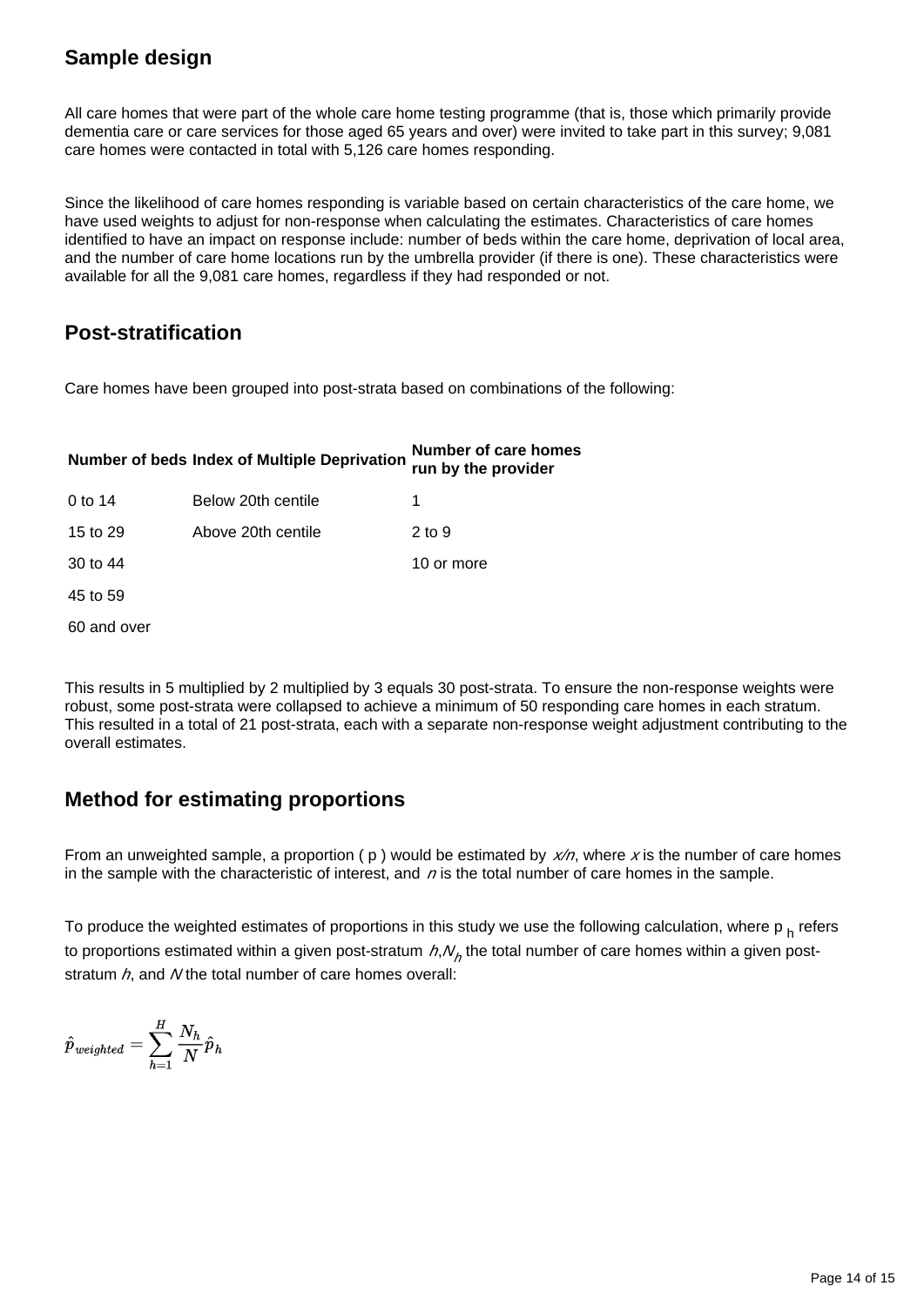## Sample design

All care homes that were part of the whole care home testing programme (that is, those which primarily provide dementia care or care services for those aged 65 years and over) were invited to take part in this survey; 9,081 care homes were contacted in total with 5,126 care homes responding.

Since the likelihood of care homes responding is variable based on certain characteristics of the care home, we have used weights to adjust for non-response when calculating the estimates. Characteristics of care homes identified to have an impact on response include: number of beds within the care home, deprivation of local area, and the number of care home locations run by the umbrella provider (if there is one). These characteristics were available for all the 9,081 care homes, regardless if they had responded or not.

## Post-stratification

Care homes have been grouped into post-strata based on combinations of the following:

| Number of beds | Index of Multiple Deprivation | Number of care homes run by the provider |
|---|---|---|
| 0 to 14 | Below 20th centile | 1 |
| 15 to 29 | Above 20th centile | 2 to 9 |
| 30 to 44 | | 10 or more |
| 45 to 59 | | |
| 60 and over | | |

This results in 5 multiplied by 2 multiplied by 3 equals 30 post-strata. To ensure the non-response weights were robust, some post-strata were collapsed to achieve a minimum of 50 responding care homes in each stratum. This resulted in a total of 21 post-strata, each with a separate non-response weight adjustment contributing to the overall estimates.

## Method for estimating proportions

From an unweighted sample, a proportion ( p ) would be estimated by $x/n$, where $x$ is the number of care homes in the sample with the characteristic of interest, and $n$ is the total number of care homes in the sample.

To produce the weighted estimates of proportions in this study we use the following calculation, where $p_h$ refers to proportions estimated within a given post-stratum $h$, $N_h$ the total number of care homes within a given post-stratum $h$, and $N$ the total number of care homes overall:

$$\hat{p}_{weighted} = \sum_{h=1}^{H} \frac{N_h}{N} \hat{p}_h$$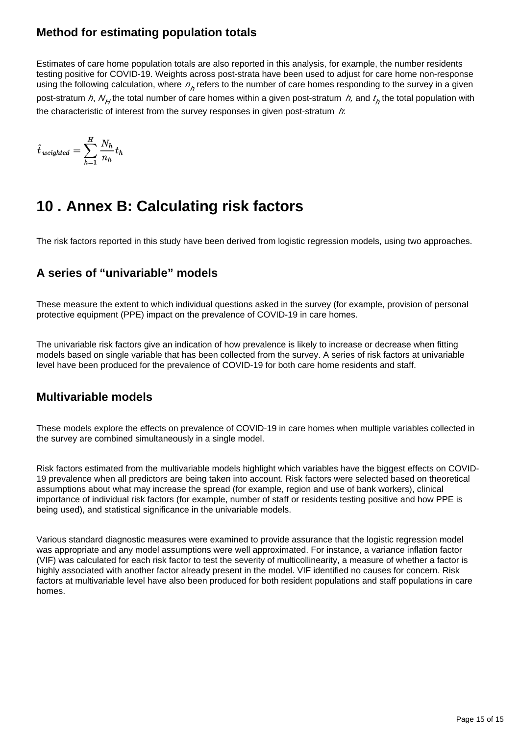### Method for estimating population totals

Estimates of care home population totals are also reported in this analysis, for example, the number residents testing positive for COVID-19. Weights across post-strata have been used to adjust for care home non-response using the following calculation, where $n_h$ refers to the number of care homes responding to the survey in a given post-stratum $h$, $N_H$ the total number of care homes within a given post-stratum $h$, and $t_h$ the total population with the characteristic of interest from the survey responses in given post-stratum $h$:

$$\hat{t}_{weighted} = \sum_{h=1}^{H} \frac{N_h}{n_h} t_h$$

## 10 . Annex B: Calculating risk factors

The risk factors reported in this study have been derived from logistic regression models, using two approaches.

### A series of "univariable" models

These measure the extent to which individual questions asked in the survey (for example, provision of personal protective equipment (PPE) impact on the prevalence of COVID-19 in care homes.

The univariable risk factors give an indication of how prevalence is likely to increase or decrease when fitting models based on single variable that has been collected from the survey. A series of risk factors at univariable level have been produced for the prevalence of COVID-19 for both care home residents and staff.

### Multivariable models

These models explore the effects on prevalence of COVID-19 in care homes when multiple variables collected in the survey are combined simultaneously in a single model.

Risk factors estimated from the multivariable models highlight which variables have the biggest effects on COVID-19 prevalence when all predictors are being taken into account. Risk factors were selected based on theoretical assumptions about what may increase the spread (for example, region and use of bank workers), clinical importance of individual risk factors (for example, number of staff or residents testing positive and how PPE is being used), and statistical significance in the univariable models.

Various standard diagnostic measures were examined to provide assurance that the logistic regression model was appropriate and any model assumptions were well approximated. For instance, a variance inflation factor (VIF) was calculated for each risk factor to test the severity of multicollinearity, a measure of whether a factor is highly associated with another factor already present in the model. VIF identified no causes for concern. Risk factors at multivariable level have also been produced for both resident populations and staff populations in care homes.